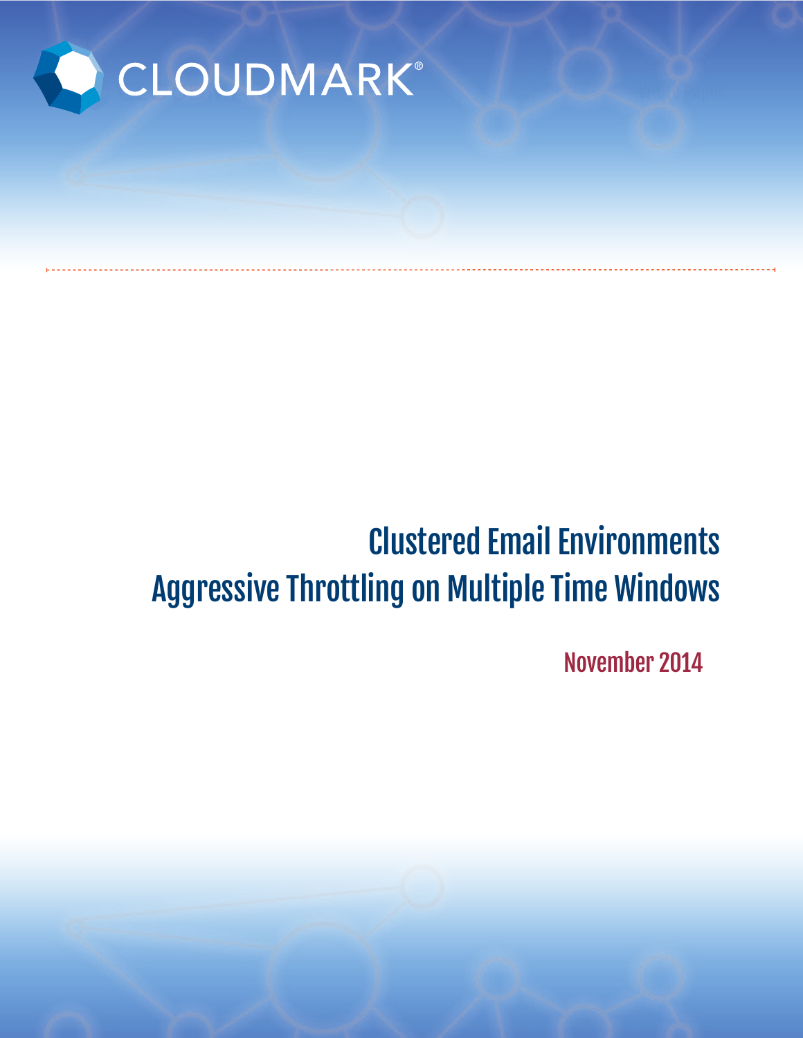CLOUDMARK®

# Clustered Email Environments
# Aggressive Throttling on Multiple Time Windows

November 2014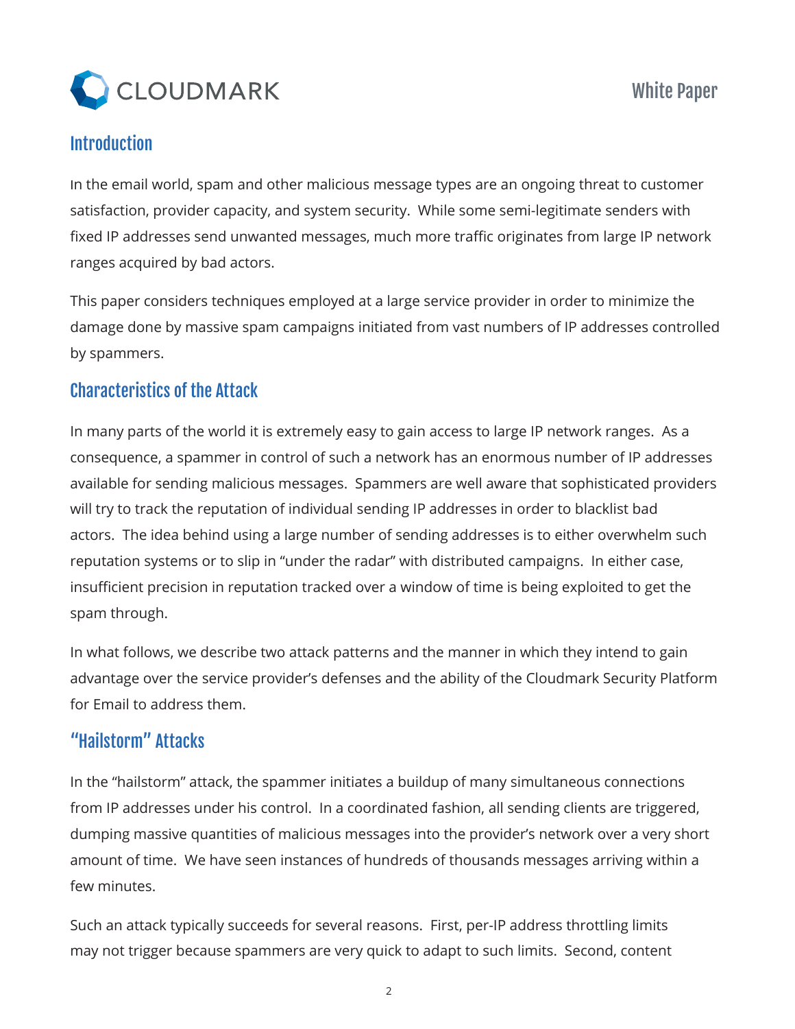## Introduction

In the email world, spam and other malicious message types are an ongoing threat to customer satisfaction, provider capacity, and system security. While some semi-legitimate senders with fixed IP addresses send unwanted messages, much more traffic originates from large IP network ranges acquired by bad actors.

This paper considers techniques employed at a large service provider in order to minimize the damage done by massive spam campaigns initiated from vast numbers of IP addresses controlled by spammers.

## Characteristics of the Attack

In many parts of the world it is extremely easy to gain access to large IP network ranges. As a consequence, a spammer in control of such a network has an enormous number of IP addresses available for sending malicious messages. Spammers are well aware that sophisticated providers will try to track the reputation of individual sending IP addresses in order to blacklist bad actors. The idea behind using a large number of sending addresses is to either overwhelm such reputation systems or to slip in "under the radar" with distributed campaigns. In either case, insufficient precision in reputation tracked over a window of time is being exploited to get the spam through.

In what follows, we describe two attack patterns and the manner in which they intend to gain advantage over the service provider's defenses and the ability of the Cloudmark Security Platform for Email to address them.

## "Hailstorm" Attacks

In the "hailstorm" attack, the spammer initiates a buildup of many simultaneous connections from IP addresses under his control. In a coordinated fashion, all sending clients are triggered, dumping massive quantities of malicious messages into the provider's network over a very short amount of time. We have seen instances of hundreds of thousands messages arriving within a few minutes.

Such an attack typically succeeds for several reasons. First, per-IP address throttling limits may not trigger because spammers are very quick to adapt to such limits. Second, content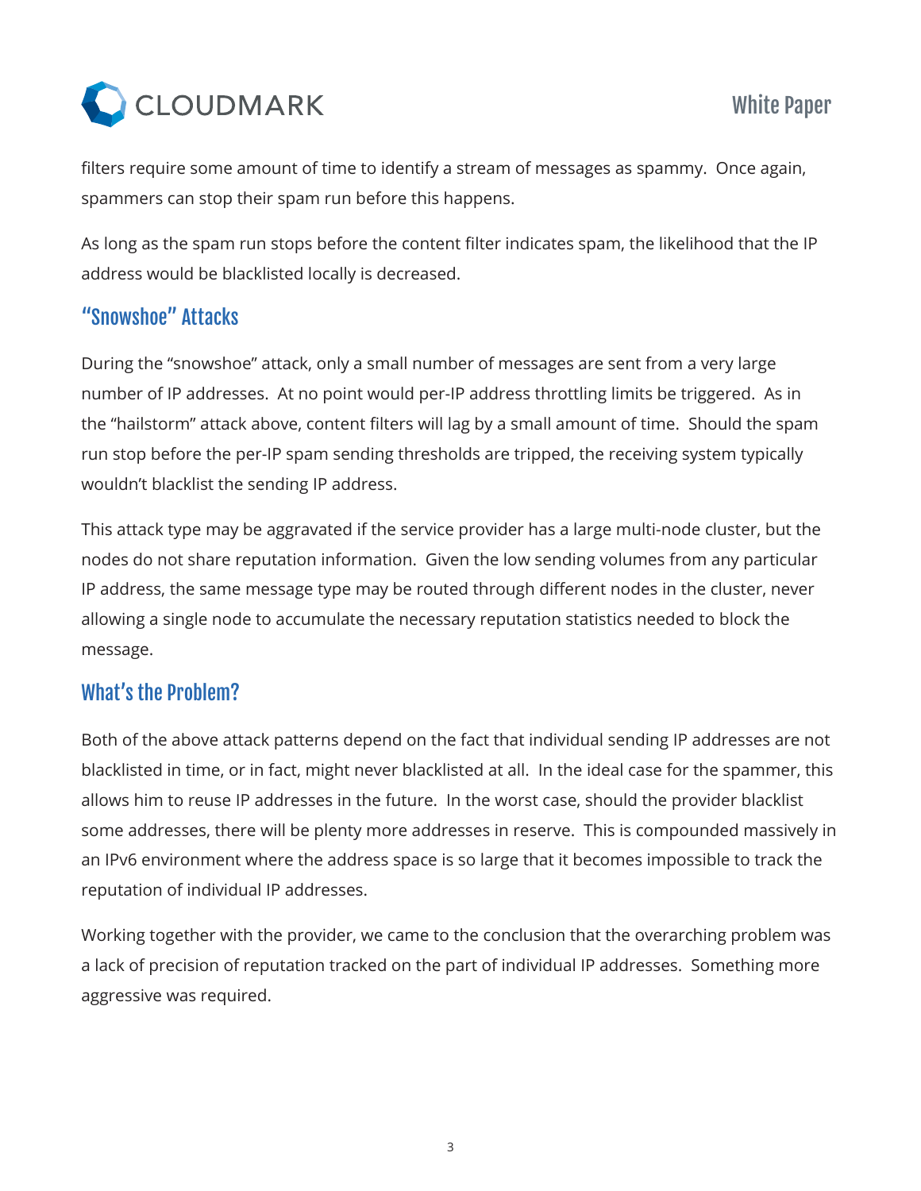filters require some amount of time to identify a stream of messages as spammy. Once again, spammers can stop their spam run before this happens.

As long as the spam run stops before the content filter indicates spam, the likelihood that the IP address would be blacklisted locally is decreased.

## "Snowshoe" Attacks

During the "snowshoe" attack, only a small number of messages are sent from a very large number of IP addresses. At no point would per-IP address throttling limits be triggered. As in the "hailstorm" attack above, content filters will lag by a small amount of time. Should the spam run stop before the per-IP spam sending thresholds are tripped, the receiving system typically wouldn't blacklist the sending IP address.

This attack type may be aggravated if the service provider has a large multi-node cluster, but the nodes do not share reputation information. Given the low sending volumes from any particular IP address, the same message type may be routed through different nodes in the cluster, never allowing a single node to accumulate the necessary reputation statistics needed to block the message.

## What's the Problem?

Both of the above attack patterns depend on the fact that individual sending IP addresses are not blacklisted in time, or in fact, might never blacklisted at all. In the ideal case for the spammer, this allows him to reuse IP addresses in the future. In the worst case, should the provider blacklist some addresses, there will be plenty more addresses in reserve. This is compounded massively in an IPv6 environment where the address space is so large that it becomes impossible to track the reputation of individual IP addresses.

Working together with the provider, we came to the conclusion that the overarching problem was a lack of precision of reputation tracked on the part of individual IP addresses. Something more aggressive was required.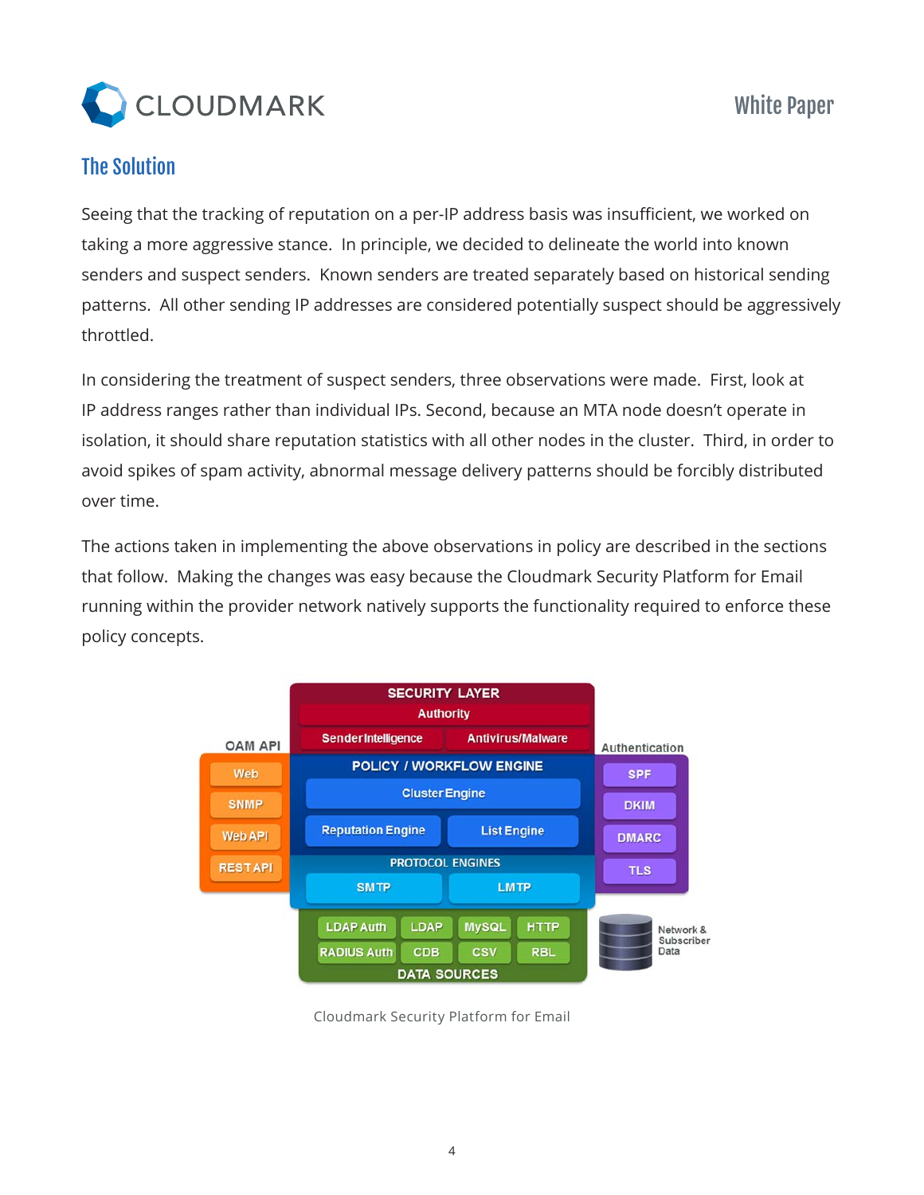## The Solution

Seeing that the tracking of reputation on a per-IP address basis was insufficient, we worked on taking a more aggressive stance. In principle, we decided to delineate the world into known senders and suspect senders. Known senders are treated separately based on historical sending patterns. All other sending IP addresses are considered potentially suspect should be aggressively throttled.

In considering the treatment of suspect senders, three observations were made. First, look at IP address ranges rather than individual IPs. Second, because an MTA node doesn't operate in isolation, it should share reputation statistics with all other nodes in the cluster. Third, in order to avoid spikes of spam activity, abnormal message delivery patterns should be forcibly distributed over time.

The actions taken in implementing the above observations in policy are described in the sections that follow. Making the changes was easy because the Cloudmark Security Platform for Email running within the provider network natively supports the functionality required to enforce these policy concepts.

Cloudmark Security Platform for Email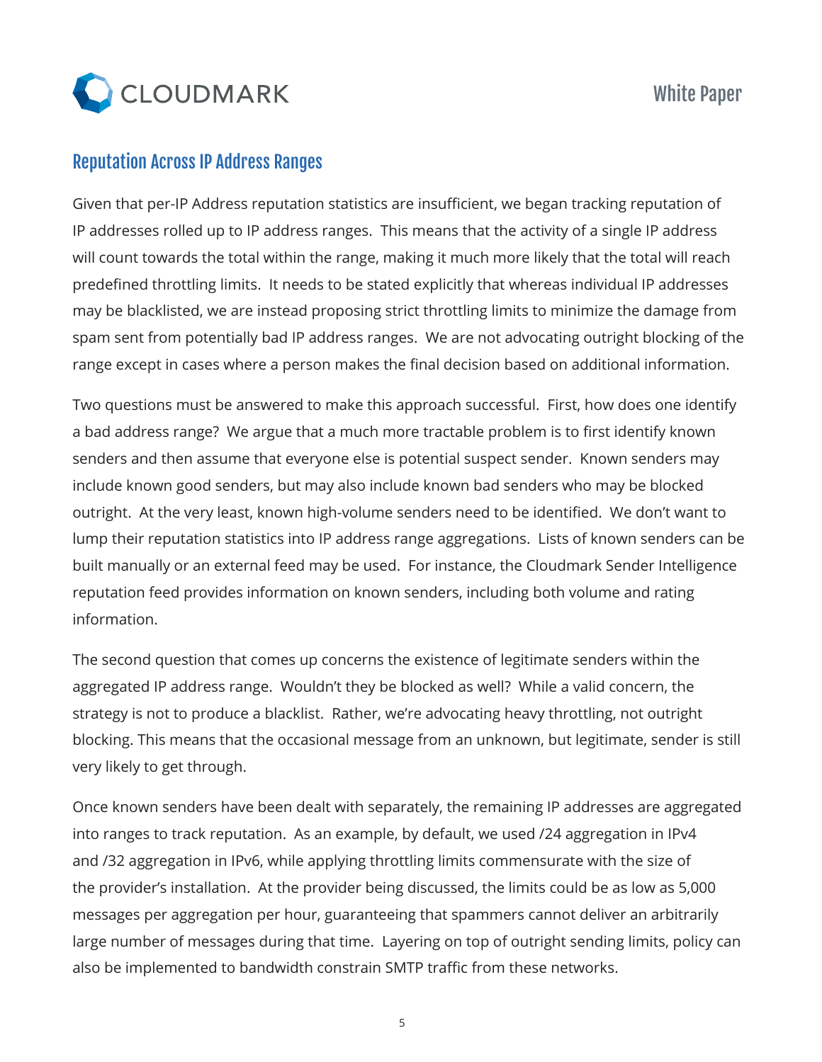## Reputation Across IP Address Ranges

Given that per-IP Address reputation statistics are insufficient, we began tracking reputation of IP addresses rolled up to IP address ranges. This means that the activity of a single IP address will count towards the total within the range, making it much more likely that the total will reach predefined throttling limits. It needs to be stated explicitly that whereas individual IP addresses may be blacklisted, we are instead proposing strict throttling limits to minimize the damage from spam sent from potentially bad IP address ranges. We are not advocating outright blocking of the range except in cases where a person makes the final decision based on additional information.

Two questions must be answered to make this approach successful. First, how does one identify a bad address range? We argue that a much more tractable problem is to first identify known senders and then assume that everyone else is potential suspect sender. Known senders may include known good senders, but may also include known bad senders who may be blocked outright. At the very least, known high-volume senders need to be identified. We don't want to lump their reputation statistics into IP address range aggregations. Lists of known senders can be built manually or an external feed may be used. For instance, the Cloudmark Sender Intelligence reputation feed provides information on known senders, including both volume and rating information.

The second question that comes up concerns the existence of legitimate senders within the aggregated IP address range. Wouldn't they be blocked as well? While a valid concern, the strategy is not to produce a blacklist. Rather, we're advocating heavy throttling, not outright blocking. This means that the occasional message from an unknown, but legitimate, sender is still very likely to get through.

Once known senders have been dealt with separately, the remaining IP addresses are aggregated into ranges to track reputation. As an example, by default, we used /24 aggregation in IPv4 and /32 aggregation in IPv6, while applying throttling limits commensurate with the size of the provider's installation. At the provider being discussed, the limits could be as low as 5,000 messages per aggregation per hour, guaranteeing that spammers cannot deliver an arbitrarily large number of messages during that time. Layering on top of outright sending limits, policy can also be implemented to bandwidth constrain SMTP traffic from these networks.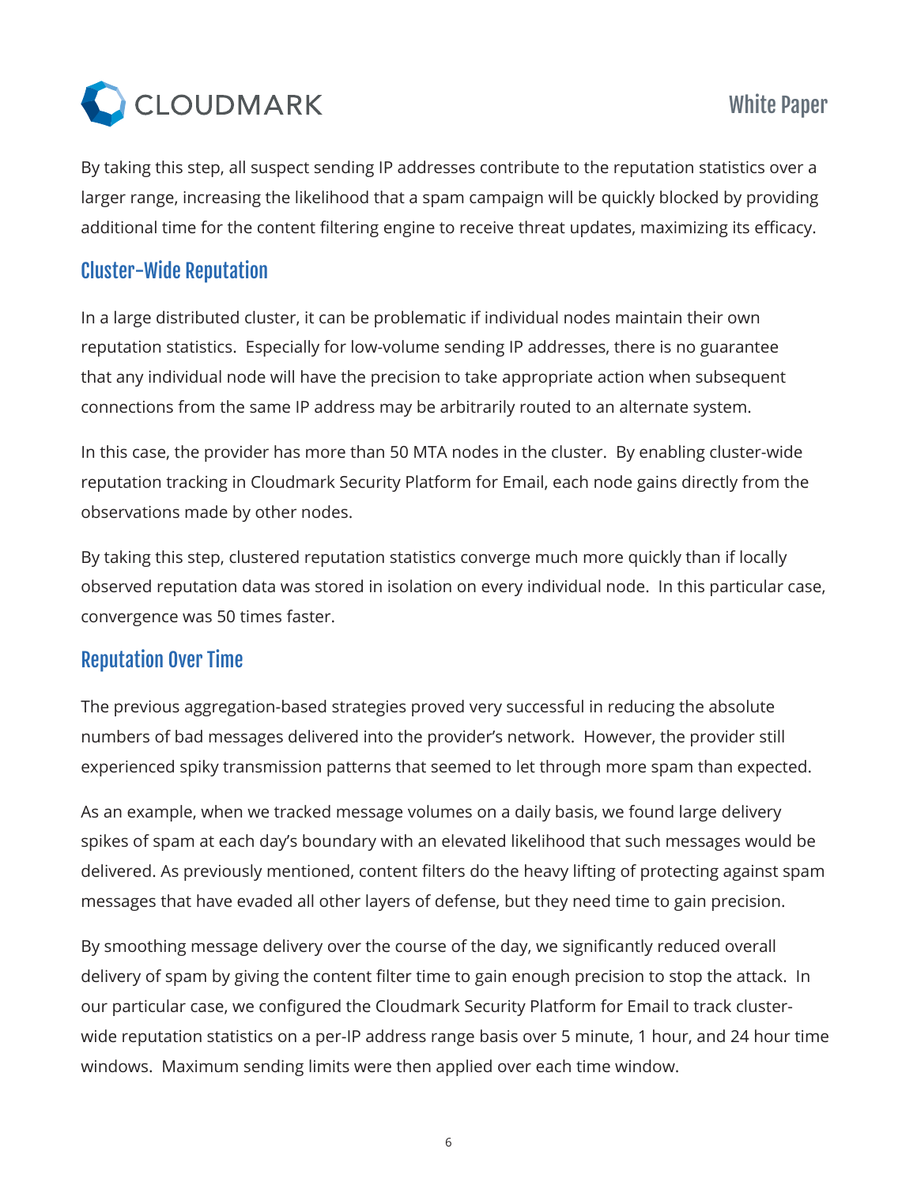By taking this step, all suspect sending IP addresses contribute to the reputation statistics over a larger range, increasing the likelihood that a spam campaign will be quickly blocked by providing additional time for the content filtering engine to receive threat updates, maximizing its efficacy.

## Cluster-Wide Reputation

In a large distributed cluster, it can be problematic if individual nodes maintain their own reputation statistics. Especially for low-volume sending IP addresses, there is no guarantee that any individual node will have the precision to take appropriate action when subsequent connections from the same IP address may be arbitrarily routed to an alternate system.

In this case, the provider has more than 50 MTA nodes in the cluster. By enabling cluster-wide reputation tracking in Cloudmark Security Platform for Email, each node gains directly from the observations made by other nodes.

By taking this step, clustered reputation statistics converge much more quickly than if locally observed reputation data was stored in isolation on every individual node. In this particular case, convergence was 50 times faster.

## Reputation Over Time

The previous aggregation-based strategies proved very successful in reducing the absolute numbers of bad messages delivered into the provider's network. However, the provider still experienced spiky transmission patterns that seemed to let through more spam than expected.

As an example, when we tracked message volumes on a daily basis, we found large delivery spikes of spam at each day's boundary with an elevated likelihood that such messages would be delivered. As previously mentioned, content filters do the heavy lifting of protecting against spam messages that have evaded all other layers of defense, but they need time to gain precision.

By smoothing message delivery over the course of the day, we significantly reduced overall delivery of spam by giving the content filter time to gain enough precision to stop the attack. In our particular case, we configured the Cloudmark Security Platform for Email to track cluster-wide reputation statistics on a per-IP address range basis over 5 minute, 1 hour, and 24 hour time windows. Maximum sending limits were then applied over each time window.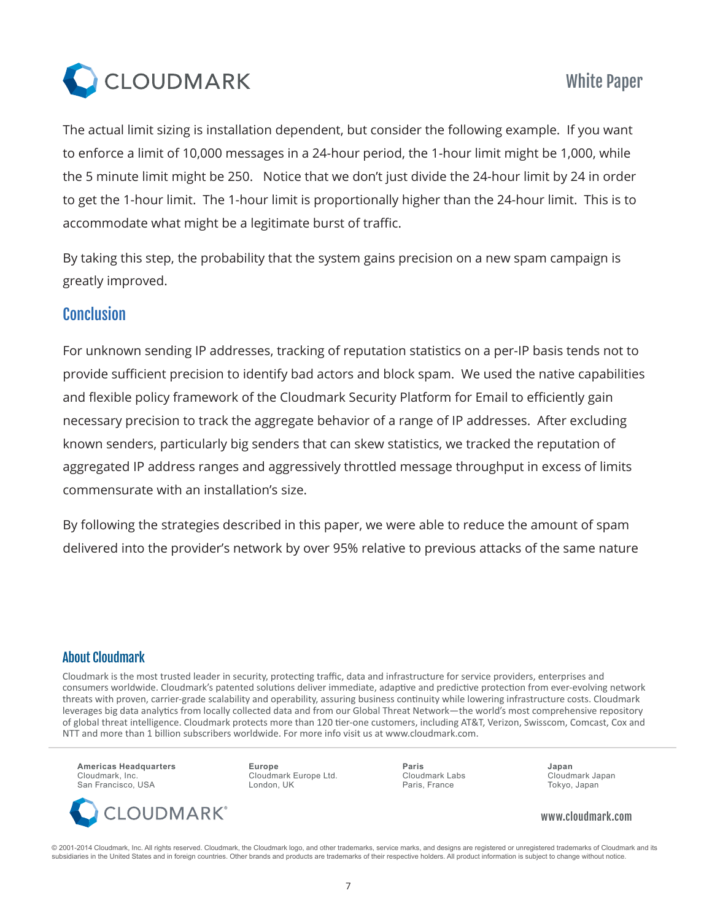The actual limit sizing is installation dependent, but consider the following example. If you want to enforce a limit of 10,000 messages in a 24-hour period, the 1-hour limit might be 1,000, while the 5 minute limit might be 250. Notice that we don't just divide the 24-hour limit by 24 in order to get the 1-hour limit. The 1-hour limit is proportionally higher than the 24-hour limit. This is to accommodate what might be a legitimate burst of traffic.

By taking this step, the probability that the system gains precision on a new spam campaign is greatly improved.

## Conclusion

For unknown sending IP addresses, tracking of reputation statistics on a per-IP basis tends not to provide sufficient precision to identify bad actors and block spam. We used the native capabilities and flexible policy framework of the Cloudmark Security Platform for Email to efficiently gain necessary precision to track the aggregate behavior of a range of IP addresses. After excluding known senders, particularly big senders that can skew statistics, we tracked the reputation of aggregated IP address ranges and aggressively throttled message throughput in excess of limits commensurate with an installation's size.

By following the strategies described in this paper, we were able to reduce the amount of spam delivered into the provider's network by over 95% relative to previous attacks of the same nature

### About Cloudmark

Cloudmark is the most trusted leader in security, protecting traffic, data and infrastructure for service providers, enterprises and consumers worldwide. Cloudmark's patented solutions deliver immediate, adaptive and predictive protection from ever-evolving network threats with proven, carrier-grade scalability and operability, assuring business continuity while lowering infrastructure costs. Cloudmark leverages big data analytics from locally collected data and from our Global Threat Network—the world's most comprehensive repository of global threat intelligence. Cloudmark protects more than 120 tier-one customers, including AT&T, Verizon, Swisscom, Comcast, Cox and NTT and more than 1 billion subscribers worldwide. For more info visit us at www.cloudmark.com.

**Americas Headquarters**
Cloudmark, Inc.
San Francisco, USA

**Europe**
Cloudmark Europe Ltd.
London, UK

**Paris**
Cloudmark Labs
Paris, France

**Japan**
Cloudmark Japan
Tokyo, Japan

CLOUDMARK®

www.cloudmark.com

© 2001-2014 Cloudmark, Inc. All rights reserved. Cloudmark, the Cloudmark logo, and other trademarks, service marks, and designs are registered or unregistered trademarks of Cloudmark and its subsidiaries in the United States and in foreign countries. Other brands and products are trademarks of their respective holders. All product information is subject to change without notice.